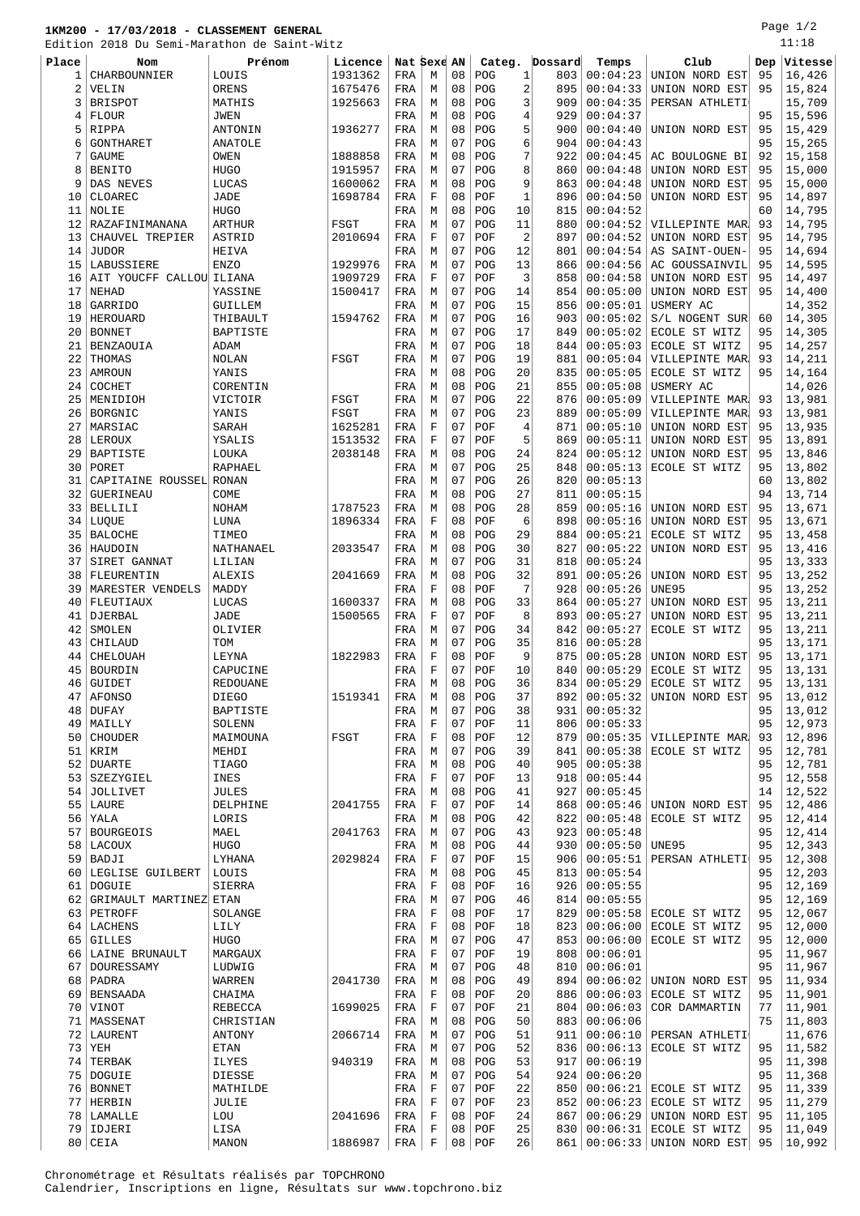**1KM200 - 17/03/2018 - CLASSEMENT GENERAL**

Edition 2018 Du Semi-Marathon de Saint-Witz

| Place | Nom | Prénom | Licence | Nat | Sexe | AN | Categ. | | Dossard | Temps | Club | Dep | Vitesse |
|---|---|---|---|---|---|---|---|---|---|---|---|---|---|
| 1 | CHARBOUNNIER | LOUIS | 1931362 | FRA | M | 08 | POG | 1 | 803 | 00:04:23 | UNION NORD EST | 95 | 16,426 |
| 2 | VELIN | ORENS | 1675476 | FRA | M | 08 | POG | 2 | 895 | 00:04:33 | UNION NORD EST | 95 | 15,824 |
| 3 | BRISPOT | MATHIS | 1925663 | FRA | M | 08 | POG | 3 | 909 | 00:04:35 | PERSAN ATHLETI | | 15,709 |
| 4 | FLOUR | JWEN | | FRA | M | 08 | POG | 4 | 929 | 00:04:37 | | 95 | 15,596 |
| 5 | RIPPA | ANTONIN | 1936277 | FRA | M | 08 | POG | 5 | 900 | 00:04:40 | UNION NORD EST | 95 | 15,429 |
| 6 | GONTHARET | ANATOLE | | FRA | M | 07 | POG | 6 | 904 | 00:04:43 | | 95 | 15,265 |
| 7 | GAUME | OWEN | 1888858 | FRA | M | 08 | POG | 7 | 922 | 00:04:45 | AC BOULOGNE BI | 92 | 15,158 |
| 8 | BENITO | HUGO | 1915957 | FRA | M | 07 | POG | 8 | 860 | 00:04:48 | UNION NORD EST | 95 | 15,000 |
| 9 | DAS NEVES | LUCAS | 1600062 | FRA | M | 08 | POG | 9 | 863 | 00:04:48 | UNION NORD EST | 95 | 15,000 |
| 10 | CLOAREC | JADE | 1698784 | FRA | F | 08 | POF | 1 | 896 | 00:04:50 | UNION NORD EST | 95 | 14,897 |
| 11 | NOLIE | HUGO | | FRA | M | 08 | POG | 10 | 815 | 00:04:52 | | 60 | 14,795 |
| 12 | RAZAFINIMANANA | ARTHUR | FSGT | FRA | M | 07 | POG | 11 | 880 | 00:04:52 | VILLEPINTE MAR | 93 | 14,795 |
| 13 | CHAUVEL TREPIER | ASTRID | 2010694 | FRA | F | 07 | POF | 2 | 897 | 00:04:52 | UNION NORD EST | 95 | 14,795 |
| 14 | JUDOR | HEIVA | | FRA | M | 07 | POG | 12 | 801 | 00:04:54 | AS SAINT-OUEN- | 95 | 14,694 |
| 15 | LABUSSIERE | ENZO | 1929976 | FRA | M | 07 | POG | 13 | 866 | 00:04:56 | AC GOUSSAINVIL | 95 | 14,595 |
| 16 | AIT YOUCFF CALLOU | ILIANA | 1909729 | FRA | F | 07 | POF | 3 | 858 | 00:04:58 | UNION NORD EST | 95 | 14,497 |
| 17 | NEHAD | YASSINE | 1500417 | FRA | M | 07 | POG | 14 | 854 | 00:05:00 | UNION NORD EST | 95 | 14,400 |
| 18 | GARRIDO | GUILLEM | | FRA | M | 07 | POG | 15 | 856 | 00:05:01 | USMERY AC | | 14,352 |
| 19 | HEROUARD | THIBAULT | 1594762 | FRA | M | 07 | POG | 16 | 903 | 00:05:02 | S/L NOGENT SUR | 60 | 14,305 |
| 20 | BONNET | BAPTISTE | | FRA | M | 07 | POG | 17 | 849 | 00:05:02 | ECOLE ST WITZ | 95 | 14,305 |
| 21 | BENZAOUIA | ADAM | | FRA | M | 07 | POG | 18 | 844 | 00:05:03 | ECOLE ST WITZ | 95 | 14,257 |
| 22 | THOMAS | NOLAN | FSGT | FRA | M | 07 | POG | 19 | 881 | 00:05:04 | VILLEPINTE MAR | 93 | 14,211 |
| 23 | AMROUN | YANIS | | FRA | M | 08 | POG | 20 | 835 | 00:05:05 | ECOLE ST WITZ | 95 | 14,164 |
| 24 | COCHET | CORENTIN | | FRA | M | 08 | POG | 21 | 855 | 00:05:08 | USMERY AC | | 14,026 |
| 25 | MENIDIOH | VICTOIR | FSGT | FRA | M | 07 | POG | 22 | 876 | 00:05:09 | VILLEPINTE MAR | 93 | 13,981 |
| 26 | BORGNIC | YANIS | FSGT | FRA | M | 07 | POG | 23 | 889 | 00:05:09 | VILLEPINTE MAR | 93 | 13,981 |
| 27 | MARSIAC | SARAH | 1625281 | FRA | F | 07 | POF | 4 | 871 | 00:05:10 | UNION NORD EST | 95 | 13,935 |
| 28 | LEROUX | YSALIS | 1513532 | FRA | F | 07 | POF | 5 | 869 | 00:05:11 | UNION NORD EST | 95 | 13,891 |
| 29 | BAPTISTE | LOUKA | 2038148 | FRA | M | 08 | POG | 24 | 824 | 00:05:12 | UNION NORD EST | 95 | 13,846 |
| 30 | PORET | RAPHAEL | | FRA | M | 07 | POG | 25 | 848 | 00:05:13 | ECOLE ST WITZ | 95 | 13,802 |
| 31 | CAPITAINE ROUSSEL | RONAN | | FRA | M | 07 | POG | 26 | 820 | 00:05:13 | | 60 | 13,802 |
| 32 | GUERINEAU | COME | | FRA | M | 08 | POG | 27 | 811 | 00:05:15 | | 94 | 13,714 |
| 33 | BELLILI | NOHAM | 1787523 | FRA | M | 08 | POG | 28 | 859 | 00:05:16 | UNION NORD EST | 95 | 13,671 |
| 34 | LUQUE | LUNA | 1896334 | FRA | F | 08 | POF | 6 | 898 | 00:05:16 | UNION NORD EST | 95 | 13,671 |
| 35 | BALOCHE | TIMEO | | FRA | M | 08 | POG | 29 | 884 | 00:05:21 | ECOLE ST WITZ | 95 | 13,458 |
| 36 | HAUDOIN | NATHANAEL | 2033547 | FRA | M | 08 | POG | 30 | 827 | 00:05:22 | UNION NORD EST | 95 | 13,416 |
| 37 | SIRET GANNAT | LILIAN | | FRA | M | 07 | POG | 31 | 818 | 00:05:24 | | 95 | 13,333 |
| 38 | FLEURENTIN | ALEXIS | 2041669 | FRA | M | 08 | POG | 32 | 891 | 00:05:26 | UNION NORD EST | 95 | 13,252 |
| 39 | MARESTER VENDELS | MADDY | | FRA | F | 08 | POF | 7 | 928 | 00:05:26 | UNE95 | 95 | 13,252 |
| 40 | FLEUTIAUX | LUCAS | 1600337 | FRA | M | 08 | POG | 33 | 864 | 00:05:27 | UNION NORD EST | 95 | 13,211 |
| 41 | DJERBAL | JADE | 1500565 | FRA | F | 07 | POF | 8 | 893 | 00:05:27 | UNION NORD EST | 95 | 13,211 |
| 42 | SMOLEN | OLIVIER | | FRA | M | 07 | POG | 34 | 842 | 00:05:27 | ECOLE ST WITZ | 95 | 13,211 |
| 43 | CHILAUD | TOM | | FRA | M | 07 | POG | 35 | 816 | 00:05:28 | | 95 | 13,171 |
| 44 | CHELOUAH | LEYNA | 1822983 | FRA | F | 08 | POF | 9 | 875 | 00:05:28 | UNION NORD EST | 95 | 13,171 |
| 45 | BOURDIN | CAPUCINE | | FRA | F | 07 | POF | 10 | 840 | 00:05:29 | ECOLE ST WITZ | 95 | 13,131 |
| 46 | GUIDET | REDOUANE | | FRA | M | 08 | POG | 36 | 834 | 00:05:29 | ECOLE ST WITZ | 95 | 13,131 |
| 47 | AFONSO | DIEGO | 1519341 | FRA | M | 08 | POG | 37 | 892 | 00:05:32 | UNION NORD EST | 95 | 13,012 |
| 48 | DUFAY | BAPTISTE | | FRA | M | 07 | POG | 38 | 931 | 00:05:32 | | 95 | 13,012 |
| 49 | MAILLY | SOLENN | | FRA | F | 07 | POF | 11 | 806 | 00:05:33 | | 95 | 12,973 |
| 50 | CHOUDER | MAIMOUNA | FSGT | FRA | F | 08 | POF | 12 | 879 | 00:05:35 | VILLEPINTE MAR | 93 | 12,896 |
| 51 | KRIM | MEHDI | | FRA | M | 07 | POG | 39 | 841 | 00:05:38 | ECOLE ST WITZ | 95 | 12,781 |
| 52 | DUARTE | TIAGO | | FRA | M | 08 | POG | 40 | 905 | 00:05:38 | | 95 | 12,781 |
| 53 | SZEZYGIEL | INES | | FRA | F | 07 | POF | 13 | 918 | 00:05:44 | | 95 | 12,558 |
| 54 | JOLLIVET | JULES | | FRA | M | 08 | POG | 41 | 927 | 00:05:45 | | 14 | 12,522 |
| 55 | LAURE | DELPHINE | 2041755 | FRA | F | 07 | POF | 14 | 868 | 00:05:46 | UNION NORD EST | 95 | 12,486 |
| 56 | YALA | LORIS | | FRA | M | 08 | POG | 42 | 822 | 00:05:48 | ECOLE ST WITZ | 95 | 12,414 |
| 57 | BOURGEOIS | MAEL | 2041763 | FRA | M | 07 | POG | 43 | 923 | 00:05:48 | | 95 | 12,414 |
| 58 | LACOUX | HUGO | | FRA | M | 08 | POG | 44 | 930 | 00:05:50 | UNE95 | 95 | 12,343 |
| 59 | BADJI | LYHANA | 2029824 | FRA | F | 07 | POF | 15 | 906 | 00:05:51 | PERSAN ATHLETI | 95 | 12,308 |
| 60 | LEGLISE GUILBERT | LOUIS | | FRA | M | 08 | POG | 45 | 813 | 00:05:54 | | 95 | 12,203 |
| 61 | DOGUIE | SIERRA | | FRA | F | 08 | POF | 16 | 926 | 00:05:55 | | 95 | 12,169 |
| 62 | GRIMAULT MARTINEZ | ETAN | | FRA | M | 07 | POG | 46 | 814 | 00:05:55 | | 95 | 12,169 |
| 63 | PETROFF | SOLANGE | | FRA | F | 08 | POF | 17 | 829 | 00:05:58 | ECOLE ST WITZ | 95 | 12,067 |
| 64 | LACHENS | LILY | | FRA | F | 08 | POF | 18 | 823 | 00:06:00 | ECOLE ST WITZ | 95 | 12,000 |
| 65 | GILLES | HUGO | | FRA | M | 07 | POG | 47 | 853 | 00:06:00 | ECOLE ST WITZ | 95 | 12,000 |
| 66 | LAINE BRUNAULT | MARGAUX | | FRA | F | 07 | POF | 19 | 808 | 00:06:01 | | 95 | 11,967 |
| 67 | DOURESSAMY | LUDWIG | | FRA | M | 07 | POG | 48 | 810 | 00:06:01 | | 95 | 11,967 |
| 68 | PADRA | WARREN | 2041730 | FRA | M | 08 | POG | 49 | 894 | 00:06:02 | UNION NORD EST | 95 | 11,934 |
| 69 | BENSAADA | CHAIMA | | FRA | F | 08 | POF | 20 | 886 | 00:06:03 | ECOLE ST WITZ | 95 | 11,901 |
| 70 | VINOT | REBECCA | 1699025 | FRA | F | 07 | POF | 21 | 804 | 00:06:03 | COR DAMMARTIN | 77 | 11,901 |
| 71 | MASSENAT | CHRISTIAN | | FRA | M | 08 | POG | 50 | 883 | 00:06:06 | | 75 | 11,803 |
| 72 | LAURENT | ANTONY | 2066714 | FRA | M | 07 | POG | 51 | 911 | 00:06:10 | PERSAN ATHLETI | | 11,676 |
| 73 | YEH | ETAN | | FRA | M | 07 | POG | 52 | 836 | 00:06:13 | ECOLE ST WITZ | 95 | 11,582 |
| 74 | TERBAK | ILYES | 940319 | FRA | M | 08 | POG | 53 | 917 | 00:06:19 | | 95 | 11,398 |
| 75 | DOGUIE | DIESSE | | FRA | M | 07 | POG | 54 | 924 | 00:06:20 | | 95 | 11,368 |
| 76 | BONNET | MATHILDE | | FRA | F | 07 | POF | 22 | 850 | 00:06:21 | ECOLE ST WITZ | 95 | 11,339 |
| 77 | HERBIN | JULIE | | FRA | F | 07 | POF | 23 | 852 | 00:06:23 | ECOLE ST WITZ | 95 | 11,279 |
| 78 | LAMALLE | LOU | 2041696 | FRA | F | 08 | POF | 24 | 867 | 00:06:29 | UNION NORD EST | 95 | 11,105 |
| 79 | IDJERI | LISA | | FRA | F | 08 | POF | 25 | 830 | 00:06:31 | ECOLE ST WITZ | 95 | 11,049 |
| 80 | CEIA | MANON | 1886987 | FRA | F | 08 | POF | 26 | 861 | 00:06:33 | UNION NORD EST | 95 | 10,992 |

Chronométrage et Résultats réalisés par TOPCHRONO
Calendrier, Inscriptions en ligne, Résultats sur www.topchrono.biz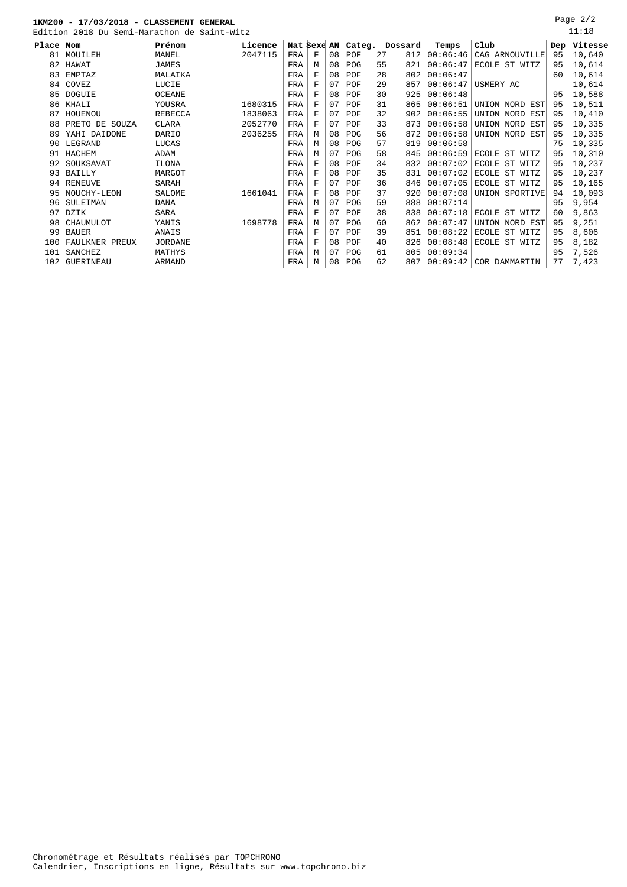**1KM200 - 17/03/2018 - CLASSEMENT GENERAL**

Edition 2018 Du Semi-Marathon de Saint-Witz

11:18

| Place | Nom | Prénom | Licence | Nat | Sexe | AN | Categ. | | Dossard | Temps | Club | Dep | Vitesse |
|---|---|---|---|---|---|---|---|---|---|---|---|---|---|
| 81 | MOUILEH | MANEL | 2047115 | FRA | F | 08 | POF | 27 | 812 | 00:06:46 | CAG ARNOUVILLE | 95 | 10,640 |
| 82 | HAWAT | JAMES | | FRA | M | 08 | POG | 55 | 821 | 00:06:47 | ECOLE ST WITZ | 95 | 10,614 |
| 83 | EMPTAZ | MALAIKA | | FRA | F | 08 | POF | 28 | 802 | 00:06:47 | | 60 | 10,614 |
| 84 | COVEZ | LUCIE | | FRA | F | 07 | POF | 29 | 857 | 00:06:47 | USMERY AC | | 10,614 |
| 85 | DOGUIE | OCEANE | | FRA | F | 08 | POF | 30 | 925 | 00:06:48 | | 95 | 10,588 |
| 86 | KHALI | YOUSRA | 1680315 | FRA | F | 07 | POF | 31 | 865 | 00:06:51 | UNION NORD EST | 95 | 10,511 |
| 87 | HOUENOU | REBECCA | 1838063 | FRA | F | 07 | POF | 32 | 902 | 00:06:55 | UNION NORD EST | 95 | 10,410 |
| 88 | PRETO DE SOUZA | CLARA | 2052770 | FRA | F | 07 | POF | 33 | 873 | 00:06:58 | UNION NORD EST | 95 | 10,335 |
| 89 | YAHI DAIDONE | DARIO | 2036255 | FRA | M | 08 | POG | 56 | 872 | 00:06:58 | UNION NORD EST | 95 | 10,335 |
| 90 | LEGRAND | LUCAS | | FRA | M | 08 | POG | 57 | 819 | 00:06:58 | | 75 | 10,335 |
| 91 | HACHEM | ADAM | | FRA | M | 07 | POG | 58 | 845 | 00:06:59 | ECOLE ST WITZ | 95 | 10,310 |
| 92 | SOUKSAVAT | ILONA | | FRA | F | 08 | POF | 34 | 832 | 00:07:02 | ECOLE ST WITZ | 95 | 10,237 |
| 93 | BAILLY | MARGOT | | FRA | F | 08 | POF | 35 | 831 | 00:07:02 | ECOLE ST WITZ | 95 | 10,237 |
| 94 | RENEUVE | SARAH | | FRA | F | 07 | POF | 36 | 846 | 00:07:05 | ECOLE ST WITZ | 95 | 10,165 |
| 95 | NOUCHY-LEON | SALOME | 1661041 | FRA | F | 08 | POF | 37 | 920 | 00:07:08 | UNION SPORTIVE | 94 | 10,093 |
| 96 | SULEIMAN | DANA | | FRA | M | 07 | POG | 59 | 888 | 00:07:14 | | 95 | 9,954 |
| 97 | DZIK | SARA | | FRA | F | 07 | POF | 38 | 838 | 00:07:18 | ECOLE ST WITZ | 60 | 9,863 |
| 98 | CHAUMULOT | YANIS | 1698778 | FRA | M | 07 | POG | 60 | 862 | 00:07:47 | UNION NORD EST | 95 | 9,251 |
| 99 | BAUER | ANAIS | | FRA | F | 07 | POF | 39 | 851 | 00:08:22 | ECOLE ST WITZ | 95 | 8,606 |
| 100 | FAULKNER PREUX | JORDANE | | FRA | F | 08 | POF | 40 | 826 | 00:08:48 | ECOLE ST WITZ | 95 | 8,182 |
| 101 | SANCHEZ | MATHYS | | FRA | M | 07 | POG | 61 | 805 | 00:09:34 | | 95 | 7,526 |
| 102 | GUERINEAU | ARMAND | | FRA | M | 08 | POG | 62 | 807 | 00:09:42 | COR DAMMARTIN | 77 | 7,423 |

Chronométrage et Résultats réalisés par TOPCHRONO
Calendrier, Inscriptions en ligne, Résultats sur www.topchrono.biz